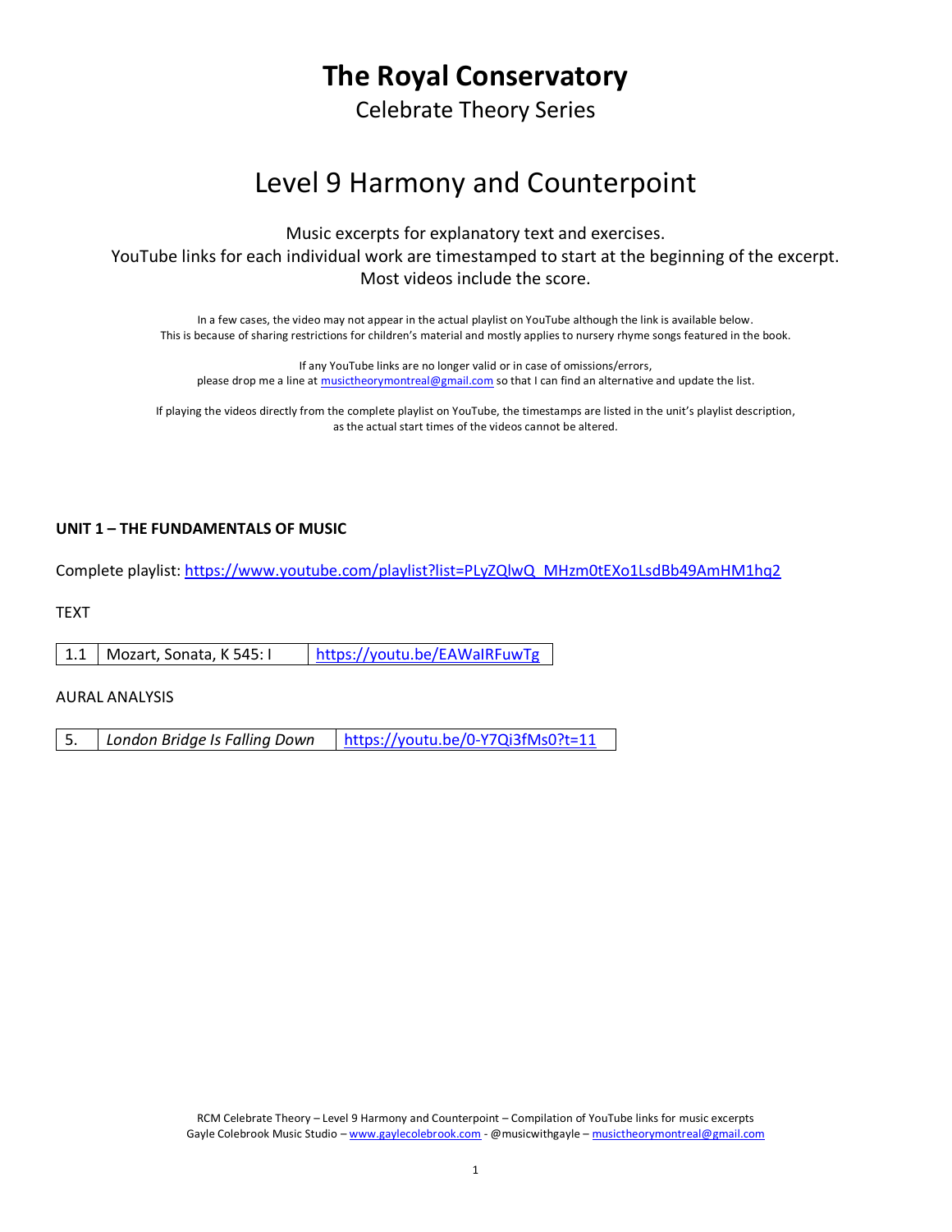# The Royal Conservatory

Celebrate Theory Series

## Level 9 Harmony and Counterpoint

Music excerpts for explanatory text and exercises.
YouTube links for each individual work are timestamped to start at the beginning of the excerpt.
Most videos include the score.

In a few cases, the video may not appear in the actual playlist on YouTube although the link is available below.
This is because of sharing restrictions for children's material and mostly applies to nursery rhyme songs featured in the book.

If any YouTube links are no longer valid or in case of omissions/errors,
please drop me a line at musictheorymontreal@gmail.com so that I can find an alternative and update the list.

If playing the videos directly from the complete playlist on YouTube, the timestamps are listed in the unit's playlist description,
as the actual start times of the videos cannot be altered.

**UNIT 1 – THE FUNDAMENTALS OF MUSIC**

Complete playlist: https://www.youtube.com/playlist?list=PLyZQlwQ_MHzm0tEXo1LsdBb49AmHM1hq2

TEXT

| 1.1 | Mozart, Sonata, K 545: I | https://youtu.be/EAWaIRFuwTg |
|---|---|---|

AURAL ANALYSIS

| 5. | *London Bridge Is Falling Down* | https://youtu.be/0-Y7Qi3fMs0?t=11 |
|---|---|---|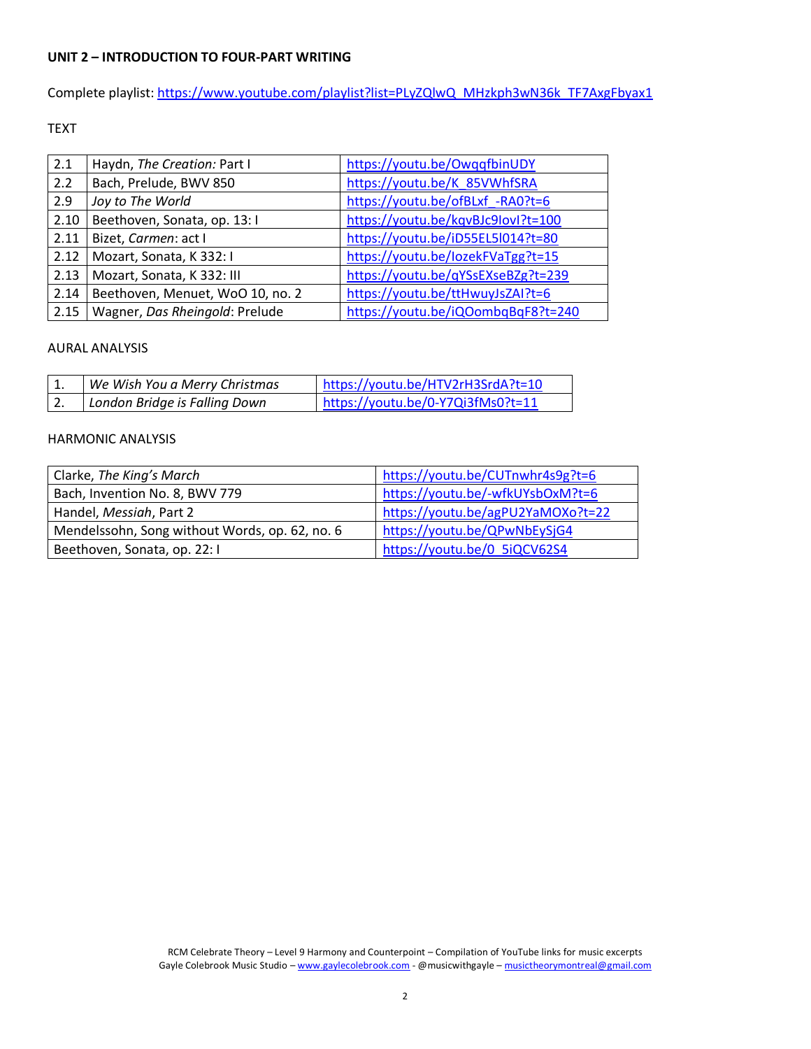**UNIT 2 – INTRODUCTION TO FOUR-PART WRITING**

Complete playlist: https://www.youtube.com/playlist?list=PLyZQlwQ_MHzkph3wN36k_TF7AxgFbyax1

TEXT

| | | |
|---|---|---|
| 2.1 | Haydn, *The Creation:* Part I | https://youtu.be/OwqqfbinUDY |
| 2.2 | Bach, Prelude, BWV 850 | https://youtu.be/K_85VWhfSRA |
| 2.9 | *Joy to The World* | https://youtu.be/ofBLxf_-RA0?t=6 |
| 2.10 | Beethoven, Sonata, op. 13: I | https://youtu.be/kqvBJc9lovI?t=100 |
| 2.11 | Bizet, *Carmen*: act I | https://youtu.be/iD55EL5l014?t=80 |
| 2.12 | Mozart, Sonata, K 332: I | https://youtu.be/IozekFVaTgg?t=15 |
| 2.13 | Mozart, Sonata, K 332: III | https://youtu.be/qYSsEXseBZg?t=239 |
| 2.14 | Beethoven, Menuet, WoO 10, no. 2 | https://youtu.be/ttHwuyJsZAI?t=6 |
| 2.15 | Wagner, *Das Rheingold*: Prelude | https://youtu.be/iQOombqBqF8?t=240 |

AURAL ANALYSIS

| | | |
|---|---|---|
| 1. | *We Wish You a Merry Christmas* | https://youtu.be/HTV2rH3SrdA?t=10 |
| 2. | *London Bridge is Falling Down* | https://youtu.be/0-Y7Qi3fMs0?t=11 |

HARMONIC ANALYSIS

| | |
|---|---|
| Clarke, *The King's March* | https://youtu.be/CUTnwhr4s9g?t=6 |
| Bach, Invention No. 8, BWV 779 | https://youtu.be/-wfkUYsbOxM?t=6 |
| Handel, *Messiah*, Part 2 | https://youtu.be/agPU2YaMOXo?t=22 |
| Mendelssohn, Song without Words, op. 62, no. 6 | https://youtu.be/QPwNbEySjG4 |
| Beethoven, Sonata, op. 22: I | https://youtu.be/0_5iQCV62S4 |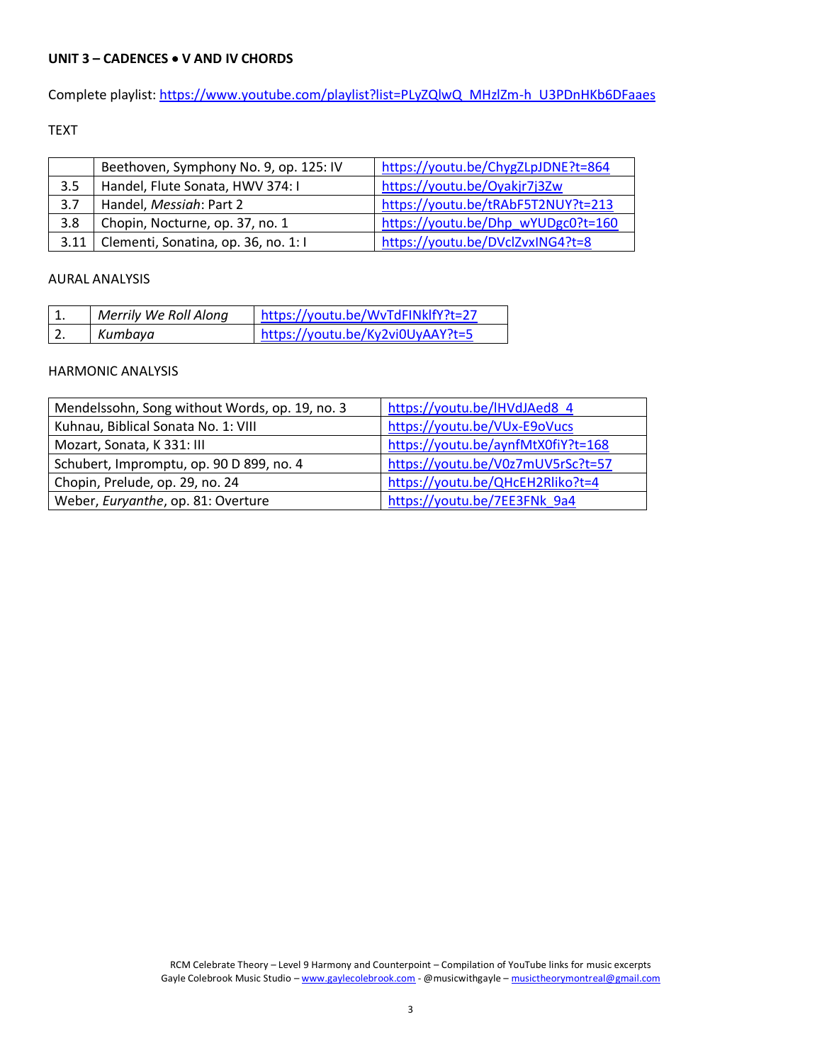**UNIT 3 – CADENCES • V AND IV CHORDS**

Complete playlist: https://www.youtube.com/playlist?list=PLyZQlwQ_MHzlZm-h_U3PDnHKb6DFaaes

TEXT

| | | |
|---|---|---|
| | Beethoven, Symphony No. 9, op. 125: IV | https://youtu.be/ChygZLpJDNE?t=864 |
| 3.5 | Handel, Flute Sonata, HWV 374: I | https://youtu.be/Oyakjr7j3Zw |
| 3.7 | Handel, *Messiah*: Part 2 | https://youtu.be/tRAbF5T2NUY?t=213 |
| 3.8 | Chopin, Nocturne, op. 37, no. 1 | https://youtu.be/Dhp_wYUDgc0?t=160 |
| 3.11 | Clementi, Sonatina, op. 36, no. 1: I | https://youtu.be/DVclZvxING4?t=8 |

AURAL ANALYSIS

| | | |
|---|---|---|
| 1. | *Merrily We Roll Along* | https://youtu.be/WvTdFINklfY?t=27 |
| 2. | *Kumbaya* | https://youtu.be/Ky2vi0UyAAY?t=5 |

HARMONIC ANALYSIS

| | |
|---|---|
| Mendelssohn, Song without Words, op. 19, no. 3 | https://youtu.be/lHVdJAed8_4 |
| Kuhnau, Biblical Sonata No. 1: VIII | https://youtu.be/VUx-E9oVucs |
| Mozart, Sonata, K 331: III | https://youtu.be/aynfMtX0fiY?t=168 |
| Schubert, Impromptu, op. 90 D 899, no. 4 | https://youtu.be/V0z7mUV5rSc?t=57 |
| Chopin, Prelude, op. 29, no. 24 | https://youtu.be/QHcEH2Rliko?t=4 |
| Weber, *Euryanthe*, op. 81: Overture | https://youtu.be/7EE3FNk_9a4 |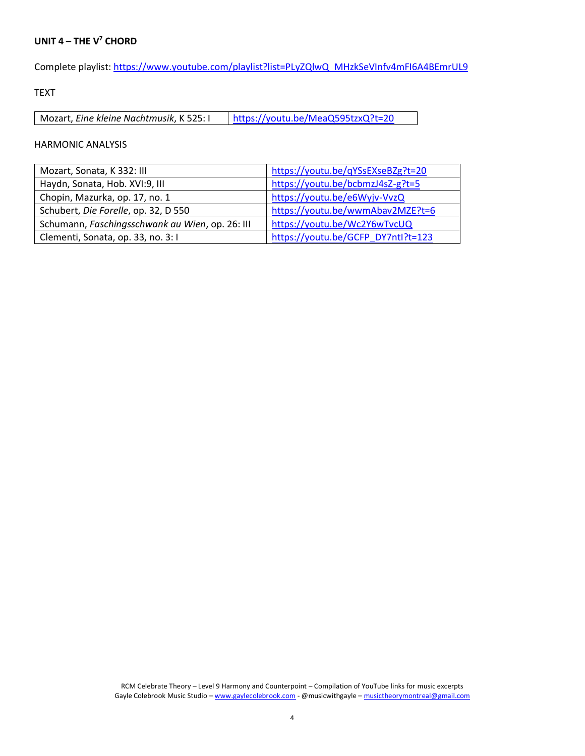## UNIT 4 – THE $V^7$ CHORD

Complete playlist: https://www.youtube.com/playlist?list=PLyZQlwQ_MHzkSeVInfv4mFI6A4BEmrUL9

TEXT

| | |
|---|---|
| Mozart, *Eine kleine Nachtmusik*, K 525: I | https://youtu.be/MeaQ595tzxQ?t=20 |

HARMONIC ANALYSIS

| | |
|---|---|
| Mozart, Sonata, K 332: III | https://youtu.be/qYSsEXseBZg?t=20 |
| Haydn, Sonata, Hob. XVI:9, III | https://youtu.be/bcbmzJ4sZ-g?t=5 |
| Chopin, Mazurka, op. 17, no. 1 | https://youtu.be/e6Wyjv-VvzQ |
| Schubert, *Die Forelle*, op. 32, D 550 | https://youtu.be/wwmAbav2MZE?t=6 |
| Schumann, *Faschingsschwank au Wien*, op. 26: III | https://youtu.be/Wc2Y6wTvcUQ |
| Clementi, Sonata, op. 33, no. 3: I | https://youtu.be/GCFP_DY7ntI?t=123 |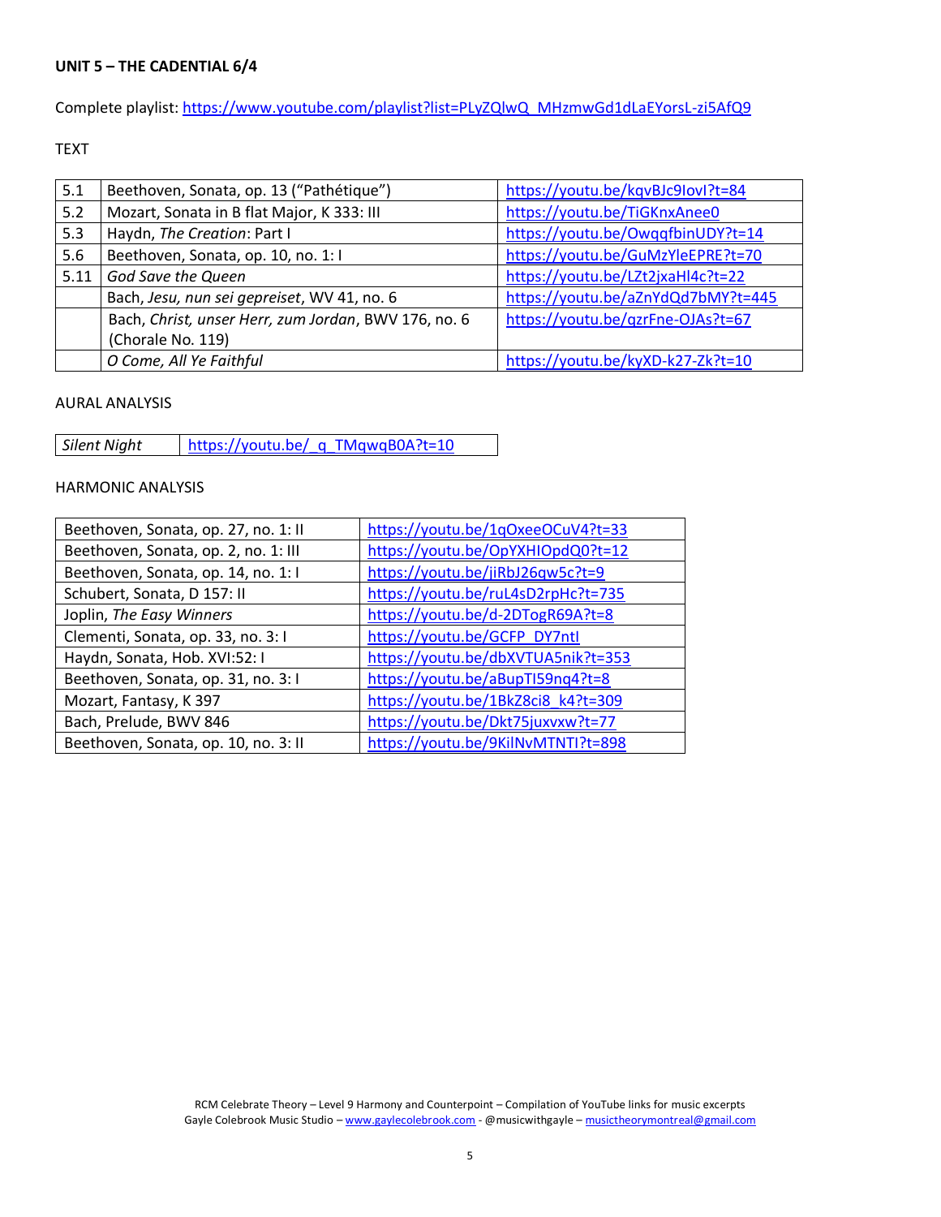**UNIT 5 – THE CADENTIAL 6/4**

Complete playlist: https://www.youtube.com/playlist?list=PLyZQlwQ_MHzmwGd1dLaEYorsL-zi5AfQ9

TEXT

| | | |
|---|---|---|
| 5.1 | Beethoven, Sonata, op. 13 ("Pathétique") | https://youtu.be/kqvBJc9IovI?t=84 |
| 5.2 | Mozart, Sonata in B flat Major, K 333: III | https://youtu.be/TiGKnxAnee0 |
| 5.3 | Haydn, *The Creation*: Part I | https://youtu.be/OwqqfbinUDY?t=14 |
| 5.6 | Beethoven, Sonata, op. 10, no. 1: I | https://youtu.be/GuMzYleEPRE?t=70 |
| 5.11 | *God Save the Queen* | https://youtu.be/LZt2jxaHl4c?t=22 |
| | Bach, *Jesu, nun sei gepreiset*, WV 41, no. 6 | https://youtu.be/aZnYdQd7bMY?t=445 |
| | Bach, *Christ, unser Herr, zum Jordan*, BWV 176, no. 6 (Chorale No. 119) | https://youtu.be/qzrFne-OJAs?t=67 |
| | *O Come, All Ye Faithful* | https://youtu.be/kyXD-k27-Zk?t=10 |

AURAL ANALYSIS

| | |
|---|---|
| *Silent Night* | https://youtu.be/_q_TMqwqB0A?t=10 |

HARMONIC ANALYSIS

| | |
|---|---|
| Beethoven, Sonata, op. 27, no. 1: II | https://youtu.be/1qOxeeOCuV4?t=33 |
| Beethoven, Sonata, op. 2, no. 1: III | https://youtu.be/OpYXHIOpdQ0?t=12 |
| Beethoven, Sonata, op. 14, no. 1: I | https://youtu.be/jiRbJ26qw5c?t=9 |
| Schubert, Sonata, D 157: II | https://youtu.be/ruL4sD2rpHc?t=735 |
| Joplin, *The Easy Winners* | https://youtu.be/d-2DTogR69A?t=8 |
| Clementi, Sonata, op. 33, no. 3: I | https://youtu.be/GCFP_DY7ntI |
| Haydn, Sonata, Hob. XVI:52: I | https://youtu.be/dbXVTUA5nik?t=353 |
| Beethoven, Sonata, op. 31, no. 3: I | https://youtu.be/aBupTI59nq4?t=8 |
| Mozart, Fantasy, K 397 | https://youtu.be/1BkZ8ci8_k4?t=309 |
| Bach, Prelude, BWV 846 | https://youtu.be/Dkt75juxvxw?t=77 |
| Beethoven, Sonata, op. 10, no. 3: II | https://youtu.be/9KilNvMTNTI?t=898 |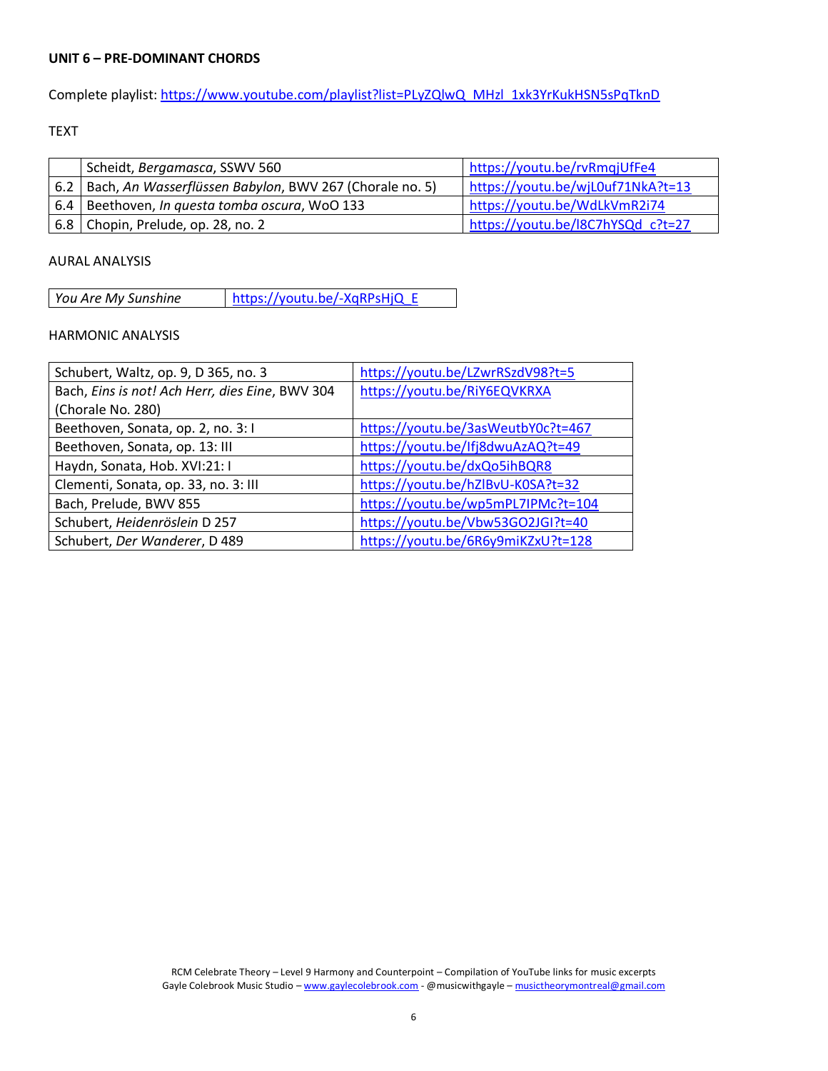**UNIT 6 – PRE-DOMINANT CHORDS**

Complete playlist: https://www.youtube.com/playlist?list=PLyZQlwQ_MHzl_1xk3YrKukHSN5sPqTknD

TEXT

| | | |
|---|---|---|
| | Scheidt, *Bergamasca*, SSWV 560 | https://youtu.be/rvRmqjUfFe4 |
| 6.2 | Bach, *An Wasserflüssen Babylon*, BWV 267 (Chorale no. 5) | https://youtu.be/wjL0uf71NkA?t=13 |
| 6.4 | Beethoven, *In questa tomba oscura*, WoO 133 | https://youtu.be/WdLkVmR2i74 |
| 6.8 | Chopin, Prelude, op. 28, no. 2 | https://youtu.be/l8C7hYSQd_c?t=27 |

AURAL ANALYSIS

| | |
|---|---|
| *You Are My Sunshine* | https://youtu.be/-XqRPsHjQ_E |

HARMONIC ANALYSIS

| | |
|---|---|
| Schubert, Waltz, op. 9, D 365, no. 3 | https://youtu.be/LZwrRSzdV98?t=5 |
| Bach, *Eins is not! Ach Herr, dies Eine*, BWV 304 (Chorale No. 280) | https://youtu.be/RiY6EQVKRXA |
| Beethoven, Sonata, op. 2, no. 3: I | https://youtu.be/3asWeutbY0c?t=467 |
| Beethoven, Sonata, op. 13: III | https://youtu.be/Ifj8dwuAzAQ?t=49 |
| Haydn, Sonata, Hob. XVI:21: I | https://youtu.be/dxQo5ihBQR8 |
| Clementi, Sonata, op. 33, no. 3: III | https://youtu.be/hZlBvU-K0SA?t=32 |
| Bach, Prelude, BWV 855 | https://youtu.be/wp5mPL7IPMc?t=104 |
| Schubert, *Heidenröslein* D 257 | https://youtu.be/Vbw53GO2JGI?t=40 |
| Schubert, *Der Wanderer*, D 489 | https://youtu.be/6R6y9miKZxU?t=128 |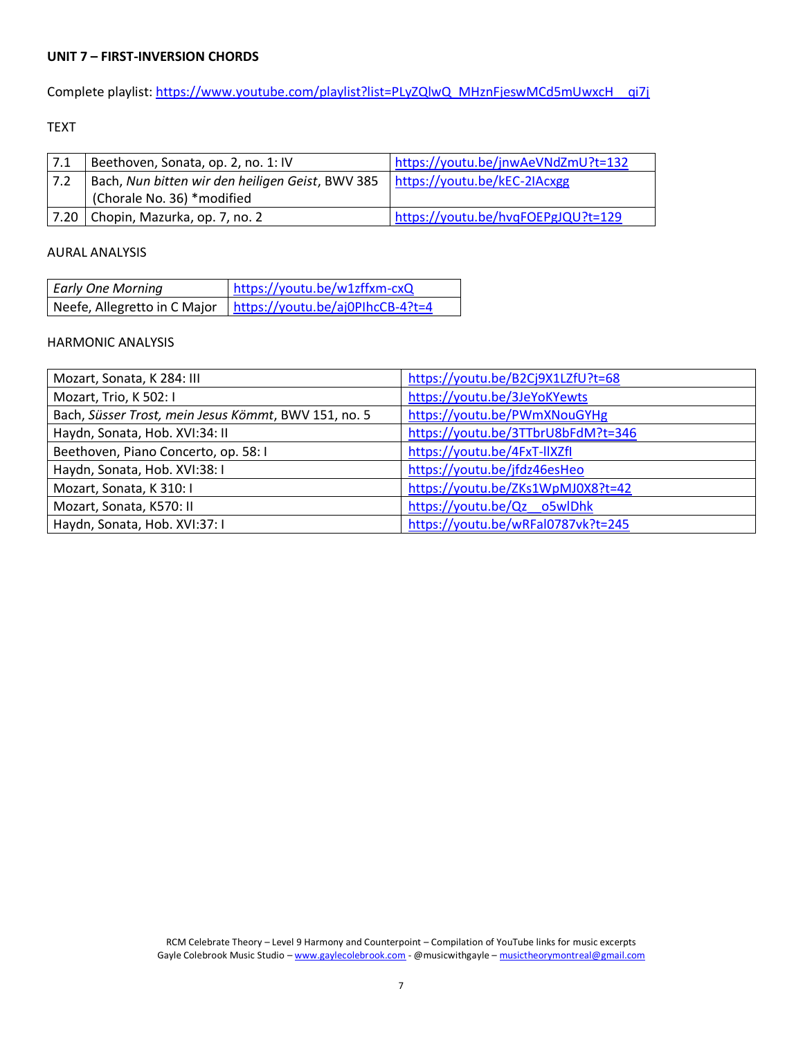**UNIT 7 – FIRST-INVERSION CHORDS**

Complete playlist: https://www.youtube.com/playlist?list=PLyZQlwQ_MHznFjeswMCd5mUwxcH__qi7j

TEXT

| | | |
|---|---|---|
| 7.1 | Beethoven, Sonata, op. 2, no. 1: IV | https://youtu.be/jnwAeVNdZmU?t=132 |
| 7.2 | Bach, *Nun bitten wir den heiligen Geist*, BWV 385 (Chorale No. 36) *modified | https://youtu.be/kEC-2IAcxgg |
| 7.20 | Chopin, Mazurka, op. 7, no. 2 | https://youtu.be/hvqFOEPgJQU?t=129 |

AURAL ANALYSIS

| | |
|---|---|
| *Early One Morning* | https://youtu.be/w1zffxm-cxQ |
| Neefe, Allegretto in C Major | https://youtu.be/aj0PIhcCB-4?t=4 |

HARMONIC ANALYSIS

| | |
|---|---|
| Mozart, Sonata, K 284: III | https://youtu.be/B2Cj9X1LZfU?t=68 |
| Mozart, Trio, K 502: I | https://youtu.be/3JeYoKYewts |
| Bach, *Süsser Trost, mein Jesus Kömmt*, BWV 151, no. 5 | https://youtu.be/PWmXNouGYHg |
| Haydn, Sonata, Hob. XVI:34: II | https://youtu.be/3TTbrU8bFdM?t=346 |
| Beethoven, Piano Concerto, op. 58: I | https://youtu.be/4FxT-llXZfI |
| Haydn, Sonata, Hob. XVI:38: I | https://youtu.be/jfdz46esHeo |
| Mozart, Sonata, K 310: I | https://youtu.be/ZKs1WpMJ0X8?t=42 |
| Mozart, Sonata, K570: II | https://youtu.be/Qz__o5wlDhk |
| Haydn, Sonata, Hob. XVI:37: I | https://youtu.be/wRFal0787vk?t=245 |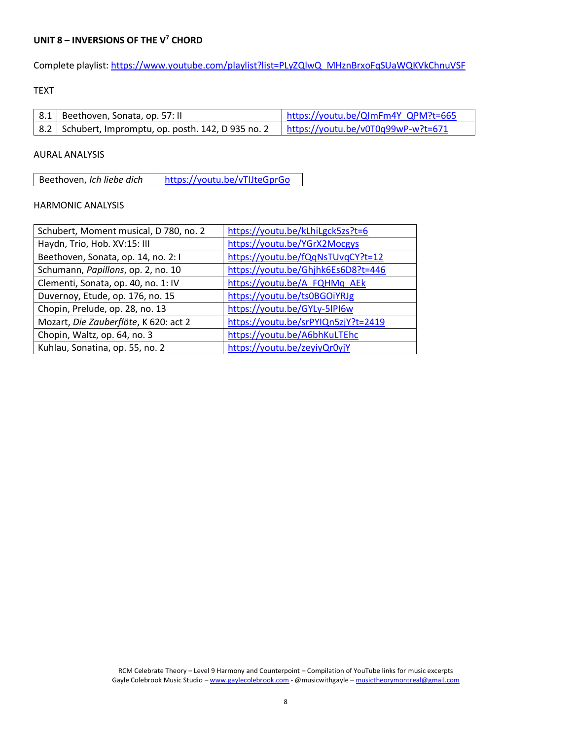**UNIT 8 – INVERSIONS OF THE $V^7$ CHORD**

Complete playlist: https://www.youtube.com/playlist?list=PLyZQlwQ_MHznBrxoFqSUaWQKVkChnuVSF

TEXT

| | | |
|---|---|---|
| 8.1 | Beethoven, Sonata, op. 57: II | https://youtu.be/QImFm4Y_QPM?t=665 |
| 8.2 | Schubert, Impromptu, op. posth. 142, D 935 no. 2 | https://youtu.be/v0T0q99wP-w?t=671 |

AURAL ANALYSIS

| | |
|---|---|
| Beethoven, *Ich liebe dich* | https://youtu.be/vTIJteGprGo |

HARMONIC ANALYSIS

| | |
|---|---|
| Schubert, Moment musical, D 780, no. 2 | https://youtu.be/kLhiLgck5zs?t=6 |
| Haydn, Trio, Hob. XV:15: III | https://youtu.be/YGrX2Mocgys |
| Beethoven, Sonata, op. 14, no. 2: I | https://youtu.be/fQqNsTUvqCY?t=12 |
| Schumann, *Papillons*, op. 2, no. 10 | https://youtu.be/Ghjhk6Es6D8?t=446 |
| Clementi, Sonata, op. 40, no. 1: IV | https://youtu.be/A_FQHMq_AEk |
| Duvernoy, Etude, op. 176, no. 15 | https://youtu.be/ts0BGOiYRJg |
| Chopin, Prelude, op. 28, no. 13 | https://youtu.be/GYLy-5lPI6w |
| Mozart, *Die Zauberflöte*, K 620: act 2 | https://youtu.be/srPYIQn5zjY?t=2419 |
| Chopin, Waltz, op. 64, no. 3 | https://youtu.be/A6bhKuLTEhc |
| Kuhlau, Sonatina, op. 55, no. 2 | https://youtu.be/zeyiyQr0yjY |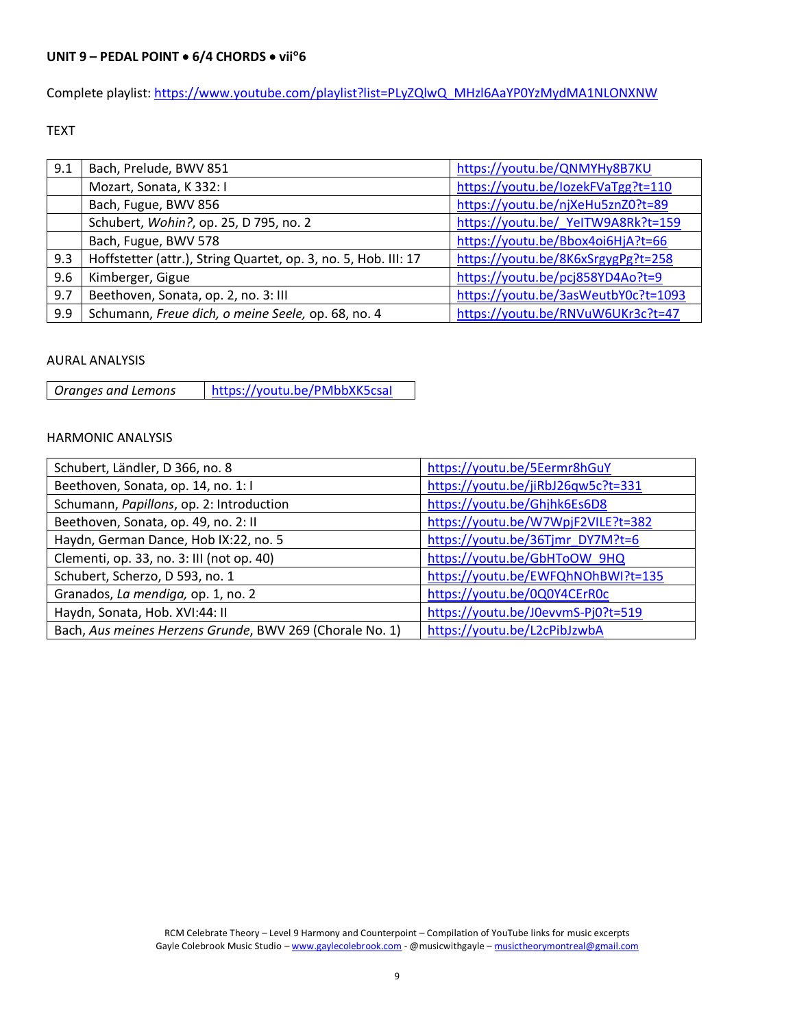**UNIT 9 – PEDAL POINT • 6/4 CHORDS • vii°6**

Complete playlist: https://www.youtube.com/playlist?list=PLyZQlwQ_MHzl6AaYP0YzMydMA1NLONXNW

TEXT

| | | |
|---|---|---|
| 9.1 | Bach, Prelude, BWV 851 | https://youtu.be/QNMYHy8B7KU |
| | Mozart, Sonata, K 332: I | https://youtu.be/lozekFVaTgg?t=110 |
| | Bach, Fugue, BWV 856 | https://youtu.be/njXeHu5znZ0?t=89 |
| | Schubert, *Wohin?*, op. 25, D 795, no. 2 | https://youtu.be/_YeITW9A8Rk?t=159 |
| | Bach, Fugue, BWV 578 | https://youtu.be/Bbox4oi6HjA?t=66 |
| 9.3 | Hoffstetter (attr.), String Quartet, op. 3, no. 5, Hob. III: 17 | https://youtu.be/8K6xSrgygPg?t=258 |
| 9.6 | Kimberger, Gigue | https://youtu.be/pcj858YD4Ao?t=9 |
| 9.7 | Beethoven, Sonata, op. 2, no. 3: III | https://youtu.be/3asWeutbY0c?t=1093 |
| 9.9 | Schumann, *Freue dich, o meine Seele,* op. 68, no. 4 | https://youtu.be/RNVuW6UKr3c?t=47 |

AURAL ANALYSIS

| | |
|---|---|
| *Oranges and Lemons* | https://youtu.be/PMbbXK5csaI |

HARMONIC ANALYSIS

| | |
|---|---|
| Schubert, Ländler, D 366, no. 8 | https://youtu.be/5Eermr8hGuY |
| Beethoven, Sonata, op. 14, no. 1: I | https://youtu.be/jiRbJ26qw5c?t=331 |
| Schumann, *Papillons*, op. 2: Introduction | https://youtu.be/Ghjhk6Es6D8 |
| Beethoven, Sonata, op. 49, no. 2: II | https://youtu.be/W7WpjF2VILE?t=382 |
| Haydn, German Dance, Hob IX:22, no. 5 | https://youtu.be/36Tjmr_DY7M?t=6 |
| Clementi, op. 33, no. 3: III (not op. 40) | https://youtu.be/GbHToOW_9HQ |
| Schubert, Scherzo, D 593, no. 1 | https://youtu.be/EWFQhNOhBWI?t=135 |
| Granados, *La mendiga,* op. 1, no. 2 | https://youtu.be/0Q0Y4CErR0c |
| Haydn, Sonata, Hob. XVI:44: II | https://youtu.be/J0evvmS-Pj0?t=519 |
| Bach, *Aus meines Herzens Grunde*, BWV 269 (Chorale No. 1) | https://youtu.be/L2cPibJzwbA |

RCM Celebrate Theory – Level 9 Harmony and Counterpoint – Compilation of YouTube links for music excerpts
Gayle Colebrook Music Studio – www.gaylecolebrook.com - @musicwithgayle – musictheorymontreal@gmail.com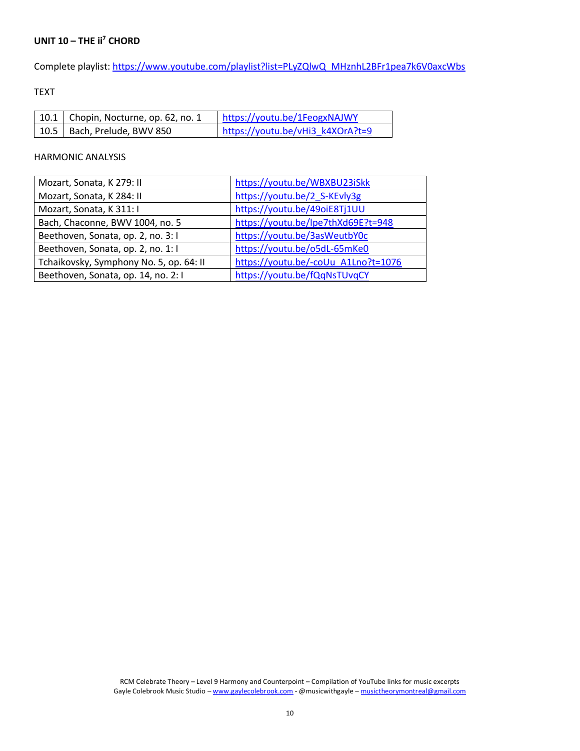## UNIT 10 – THE ii$^{7}$ CHORD

Complete playlist: https://www.youtube.com/playlist?list=PLyZQlwQ_MHznhL2BFr1pea7k6V0axcWbs

TEXT

| | | |
|---|---|---|
| 10.1 | Chopin, Nocturne, op. 62, no. 1 | https://youtu.be/1FeogxNAJWY |
| 10.5 | Bach, Prelude, BWV 850 | https://youtu.be/vHi3_k4XOrA?t=9 |

HARMONIC ANALYSIS

| | |
|---|---|
| Mozart, Sonata, K 279: II | https://youtu.be/WBXBU23iSkk |
| Mozart, Sonata, K 284: II | https://youtu.be/2_S-KEvly3g |
| Mozart, Sonata, K 311: I | https://youtu.be/49oiE8Tj1UU |
| Bach, Chaconne, BWV 1004, no. 5 | https://youtu.be/lpe7thXd69E?t=948 |
| Beethoven, Sonata, op. 2, no. 3: I | https://youtu.be/3asWeutbY0c |
| Beethoven, Sonata, op. 2, no. 1: I | https://youtu.be/o5dL-65mKe0 |
| Tchaikovsky, Symphony No. 5, op. 64: II | https://youtu.be/-coUu_A1Lno?t=1076 |
| Beethoven, Sonata, op. 14, no. 2: I | https://youtu.be/fQqNsTUvqCY |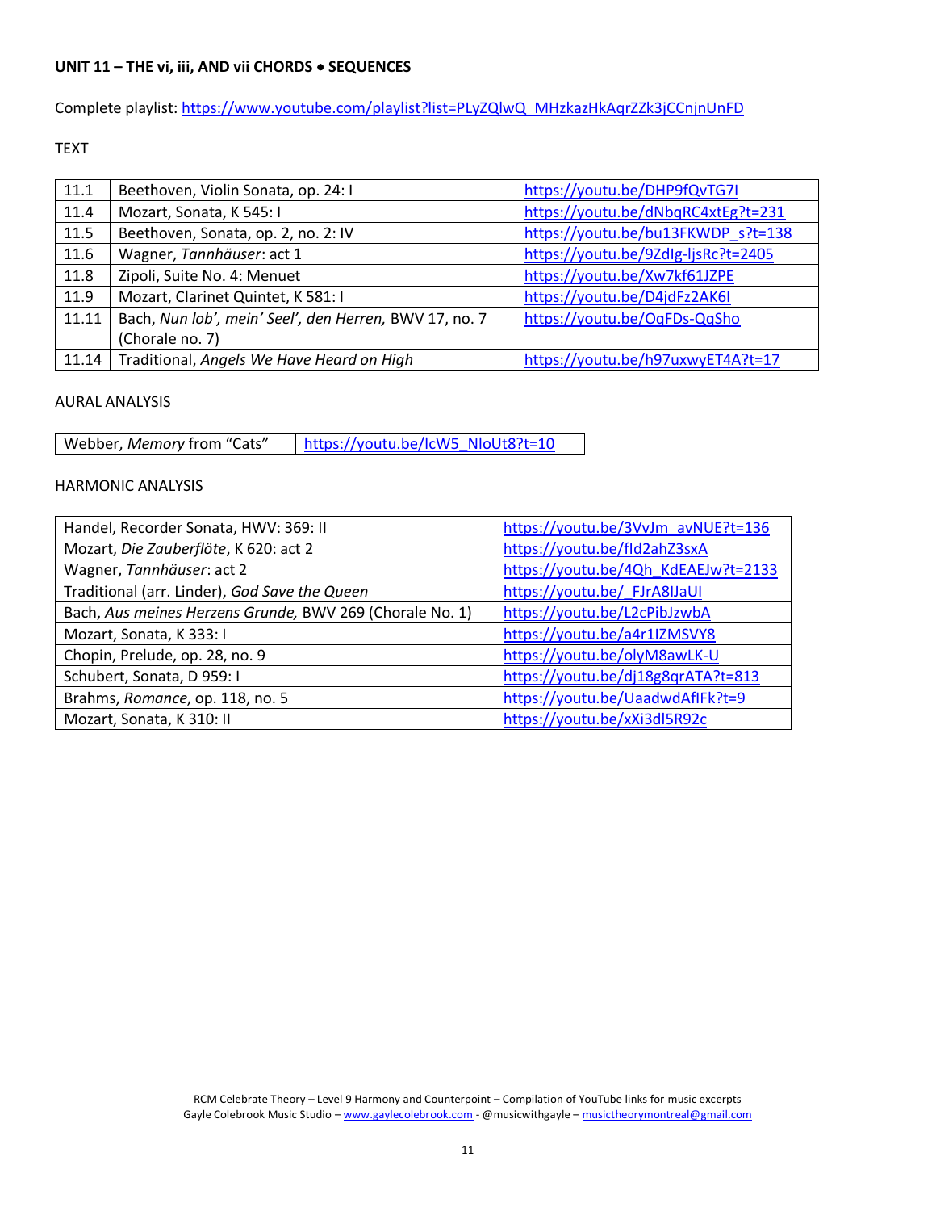**UNIT 11 – THE vi, iii, AND vii CHORDS • SEQUENCES**

Complete playlist: https://www.youtube.com/playlist?list=PLyZQlwQ_MHzkazHkAqrZZk3jCCnjnUnFD

TEXT

| | | |
|---|---|---|
| 11.1 | Beethoven, Violin Sonata, op. 24: I | https://youtu.be/DHP9fQvTG7I |
| 11.4 | Mozart, Sonata, K 545: I | https://youtu.be/dNbqRC4xtEg?t=231 |
| 11.5 | Beethoven, Sonata, op. 2, no. 2: IV | https://youtu.be/bu13FKWDP_s?t=138 |
| 11.6 | Wagner, *Tannhäuser*: act 1 | https://youtu.be/9ZdIg-ljsRc?t=2405 |
| 11.8 | Zipoli, Suite No. 4: Menuet | https://youtu.be/Xw7kf61JZPE |
| 11.9 | Mozart, Clarinet Quintet, K 581: I | https://youtu.be/D4jdFz2AK6I |
| 11.11 | Bach, *Nun lob', mein' Seel', den Herren,* BWV 17, no. 7 (Chorale no. 7) | https://youtu.be/OqFDs-QqSho |
| 11.14 | Traditional, *Angels We Have Heard on High* | https://youtu.be/h97uxwyET4A?t=17 |

AURAL ANALYSIS

| | |
|---|---|
| Webber, *Memory* from "Cats" | https://youtu.be/lcW5_NloUt8?t=10 |

HARMONIC ANALYSIS

| | |
|---|---|
| Handel, Recorder Sonata, HWV: 369: II | https://youtu.be/3VvJm_avNUE?t=136 |
| Mozart, *Die Zauberflöte*, K 620: act 2 | https://youtu.be/fld2ahZ3sxA |
| Wagner, *Tannhäuser*: act 2 | https://youtu.be/4Qh_KdEAEJw?t=2133 |
| Traditional (arr. Linder), *God Save the Queen* | https://youtu.be/_FJrA8lJaUI |
| Bach, *Aus meines Herzens Grunde,* BWV 269 (Chorale No. 1) | https://youtu.be/L2cPibJzwbA |
| Mozart, Sonata, K 333: I | https://youtu.be/a4r1IZMSVY8 |
| Chopin, Prelude, op. 28, no. 9 | https://youtu.be/olyM8awLK-U |
| Schubert, Sonata, D 959: I | https://youtu.be/dj18g8qrATA?t=813 |
| Brahms, *Romance*, op. 118, no. 5 | https://youtu.be/UaadwdAfIFk?t=9 |
| Mozart, Sonata, K 310: II | https://youtu.be/xXi3dl5R92c |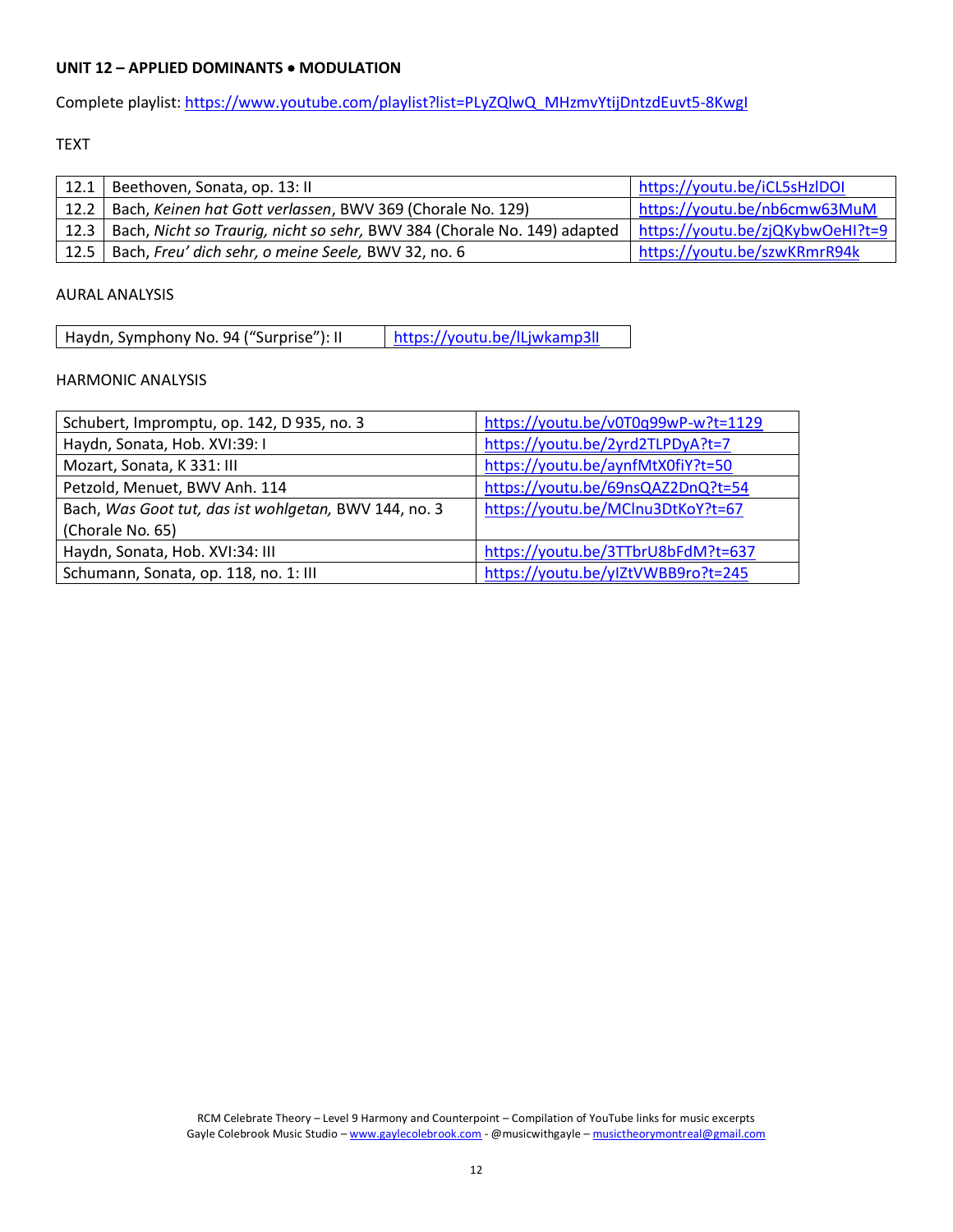**UNIT 12 – APPLIED DOMINANTS • MODULATION**

Complete playlist: https://www.youtube.com/playlist?list=PLyZQlwQ_MHzmvYtijDntzdEuvt5-8KwgI

TEXT

| | | |
|---|---|---|
| 12.1 | Beethoven, Sonata, op. 13: II | https://youtu.be/iCL5sHzlDOI |
| 12.2 | Bach, *Keinen hat Gott verlassen*, BWV 369 (Chorale No. 129) | https://youtu.be/nb6cmw63MuM |
| 12.3 | Bach, *Nicht so Traurig, nicht so sehr,* BWV 384 (Chorale No. 149) adapted | https://youtu.be/zjQKybwOeHI?t=9 |
| 12.5 | Bach, *Freu' dich sehr, o meine Seele,* BWV 32, no. 6 | https://youtu.be/szwKRmrR94k |

AURAL ANALYSIS

| | |
|---|---|
| Haydn, Symphony No. 94 ("Surprise"): II | https://youtu.be/lLjwkamp3lI |

HARMONIC ANALYSIS

| | |
|---|---|
| Schubert, Impromptu, op. 142, D 935, no. 3 | https://youtu.be/v0T0q99wP-w?t=1129 |
| Haydn, Sonata, Hob. XVI:39: I | https://youtu.be/2yrd2TLPDyA?t=7 |
| Mozart, Sonata, K 331: III | https://youtu.be/aynfMtX0fiY?t=50 |
| Petzold, Menuet, BWV Anh. 114 | https://youtu.be/69nsQAZ2DnQ?t=54 |
| Bach, *Was Goot tut, das ist wohlgetan,* BWV 144, no. 3 (Chorale No. 65) | https://youtu.be/MClnu3DtKoY?t=67 |
| Haydn, Sonata, Hob. XVI:34: III | https://youtu.be/3TTbrU8bFdM?t=637 |
| Schumann, Sonata, op. 118, no. 1: III | https://youtu.be/ylZtVWBB9ro?t=245 |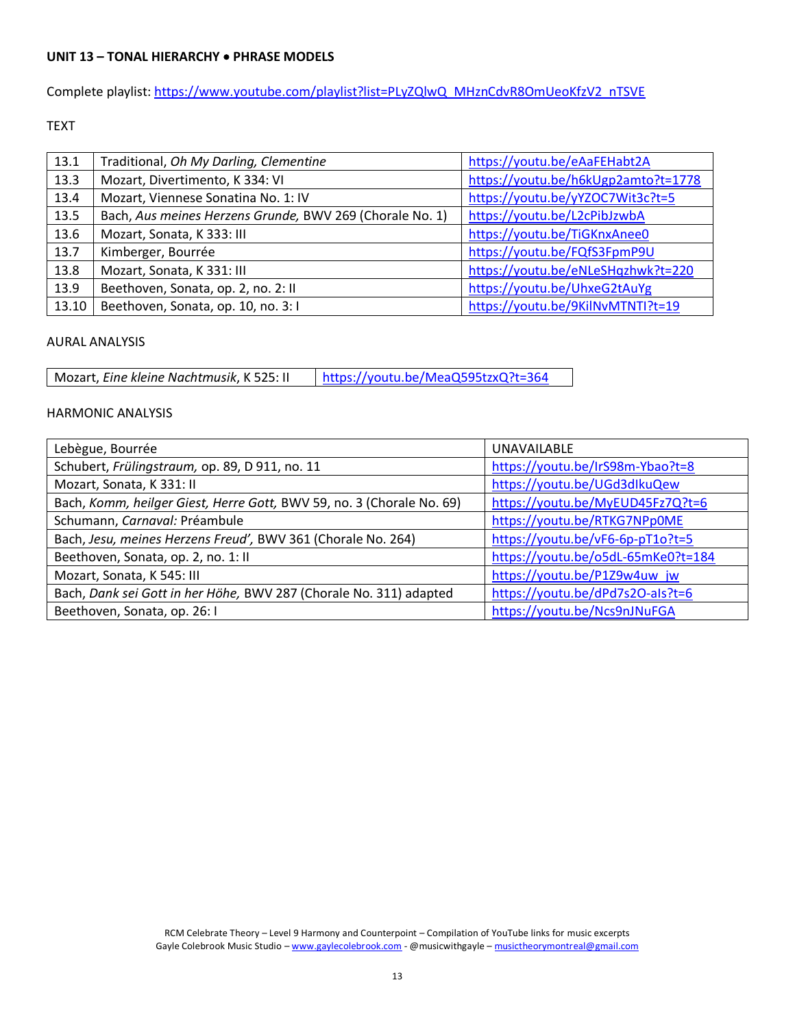**UNIT 13 – TONAL HIERARCHY • PHRASE MODELS**

Complete playlist: https://www.youtube.com/playlist?list=PLyZQlwQ_MHznCdvR8OmUeoKfzV2_nTSVE

TEXT

| | | |
|---|---|---|
| 13.1 | Traditional, *Oh My Darling, Clementine* | https://youtu.be/eAaFEHabt2A |
| 13.3 | Mozart, Divertimento, K 334: VI | https://youtu.be/h6kUgp2amto?t=1778 |
| 13.4 | Mozart, Viennese Sonatina No. 1: IV | https://youtu.be/yYZOC7Wit3c?t=5 |
| 13.5 | Bach, *Aus meines Herzens Grunde,* BWV 269 (Chorale No. 1) | https://youtu.be/L2cPibJzwbA |
| 13.6 | Mozart, Sonata, K 333: III | https://youtu.be/TiGKnxAnee0 |
| 13.7 | Kimberger, Bourrée | https://youtu.be/FQfS3FpmP9U |
| 13.8 | Mozart, Sonata, K 331: III | https://youtu.be/eNLeSHqzhwk?t=220 |
| 13.9 | Beethoven, Sonata, op. 2, no. 2: II | https://youtu.be/UhxeG2tAuYg |
| 13.10 | Beethoven, Sonata, op. 10, no. 3: I | https://youtu.be/9KilNvMTNTI?t=19 |

AURAL ANALYSIS

| | |
|---|---|
| Mozart, *Eine kleine Nachtmusik*, K 525: II | https://youtu.be/MeaQ595tzxQ?t=364 |

HARMONIC ANALYSIS

| | |
|---|---|
| Lebègue, Bourrée | UNAVAILABLE |
| Schubert, *Frülingstraum,* op. 89, D 911, no. 11 | https://youtu.be/IrS98m-Ybao?t=8 |
| Mozart, Sonata, K 331: II | https://youtu.be/UGd3dIkuQew |
| Bach, *Komm, heilger Giest, Herre Gott,* BWV 59, no. 3 (Chorale No. 69) | https://youtu.be/MyEUD45Fz7Q?t=6 |
| Schumann, *Carnaval:* Préambule | https://youtu.be/RTKG7NPp0ME |
| Bach, *Jesu, meines Herzens Freud',* BWV 361 (Chorale No. 264) | https://youtu.be/vF6-6p-pT1o?t=5 |
| Beethoven, Sonata, op. 2, no. 1: II | https://youtu.be/o5dL-65mKe0?t=184 |
| Mozart, Sonata, K 545: III | https://youtu.be/P1Z9w4uw_jw |
| Bach, *Dank sei Gott in her Höhe,* BWV 287 (Chorale No. 311) adapted | https://youtu.be/dPd7s2O-aIs?t=6 |
| Beethoven, Sonata, op. 26: I | https://youtu.be/Ncs9nJNuFGA |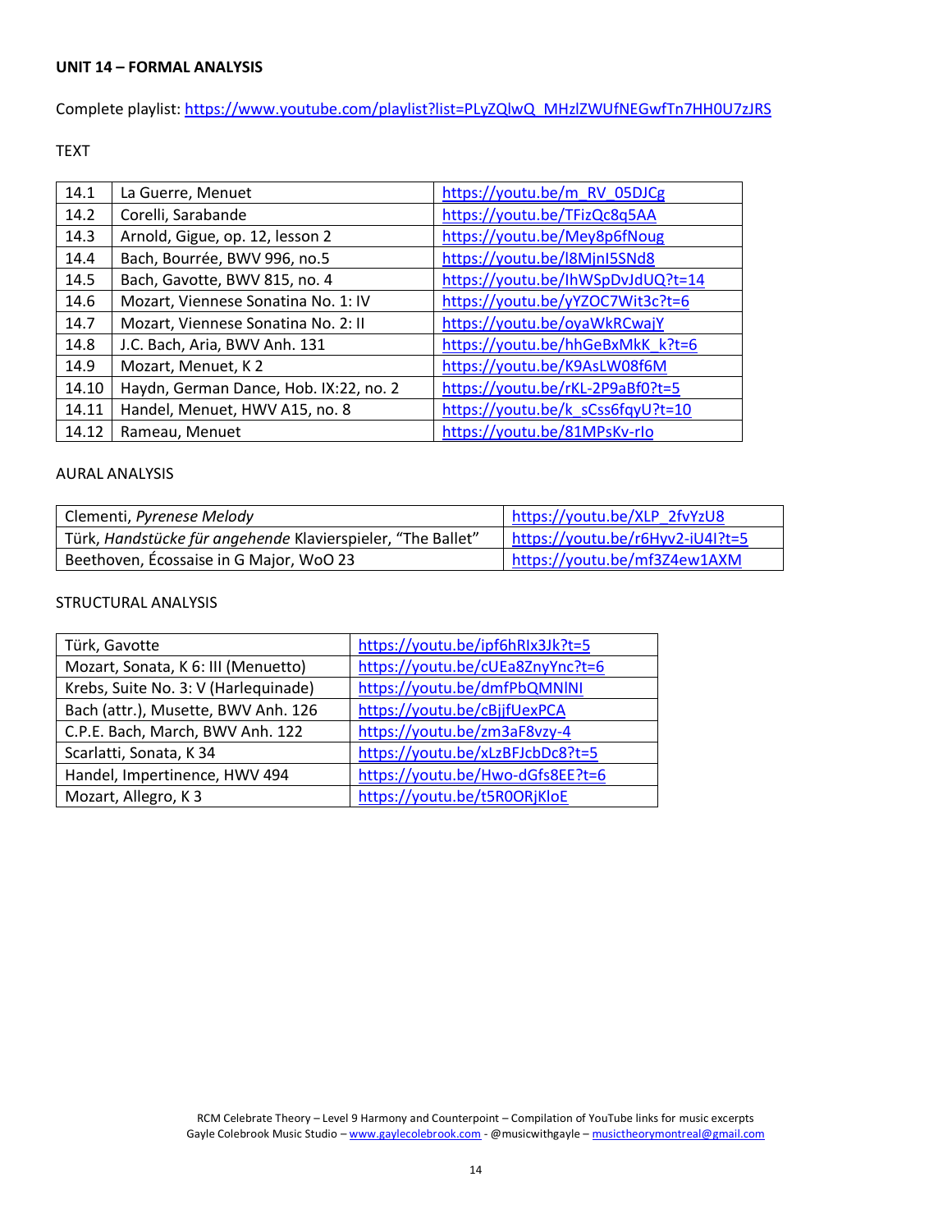**UNIT 14 – FORMAL ANALYSIS**

Complete playlist: https://www.youtube.com/playlist?list=PLyZQlwQ_MHzlZWUfNEGwfTn7HH0U7zJRS

TEXT

| | | |
|---|---|---|
| 14.1 | La Guerre, Menuet | https://youtu.be/m_RV_05DJCg |
| 14.2 | Corelli, Sarabande | https://youtu.be/TFizQc8q5AA |
| 14.3 | Arnold, Gigue, op. 12, lesson 2 | https://youtu.be/Mey8p6fNoug |
| 14.4 | Bach, Bourrée, BWV 996, no.5 | https://youtu.be/l8MjnI5SNd8 |
| 14.5 | Bach, Gavotte, BWV 815, no. 4 | https://youtu.be/IhWSpDvJdUQ?t=14 |
| 14.6 | Mozart, Viennese Sonatina No. 1: IV | https://youtu.be/yYZOC7Wit3c?t=6 |
| 14.7 | Mozart, Viennese Sonatina No. 2: II | https://youtu.be/oyaWkRCwajY |
| 14.8 | J.C. Bach, Aria, BWV Anh. 131 | https://youtu.be/hhGeBxMkK_k?t=6 |
| 14.9 | Mozart, Menuet, K 2 | https://youtu.be/K9AsLW08f6M |
| 14.10 | Haydn, German Dance, Hob. IX:22, no. 2 | https://youtu.be/rKL-2P9aBf0?t=5 |
| 14.11 | Handel, Menuet, HWV A15, no. 8 | https://youtu.be/k_sCss6fqyU?t=10 |
| 14.12 | Rameau, Menuet | https://youtu.be/81MPsKv-rlo |

AURAL ANALYSIS

| | |
|---|---|
| Clementi, *Pyrenese Melody* | https://youtu.be/XLP_2fvYzU8 |
| Türk, *Handstücke für angehende* Klavierspieler, "The Ballet" | https://youtu.be/r6Hyv2-iU4I?t=5 |
| Beethoven, Écossaise in G Major, WoO 23 | https://youtu.be/mf3Z4ew1AXM |

STRUCTURAL ANALYSIS

| | |
|---|---|
| Türk, Gavotte | https://youtu.be/ipf6hRIx3Jk?t=5 |
| Mozart, Sonata, K 6: III (Menuetto) | https://youtu.be/cUEa8ZnyYnc?t=6 |
| Krebs, Suite No. 3: V (Harlequinade) | https://youtu.be/dmfPbQMNlNI |
| Bach (attr.), Musette, BWV Anh. 126 | https://youtu.be/cBjjfUexPCA |
| C.P.E. Bach, March, BWV Anh. 122 | https://youtu.be/zm3aF8vzy-4 |
| Scarlatti, Sonata, K 34 | https://youtu.be/xLzBFJcbDc8?t=5 |
| Handel, Impertinence, HWV 494 | https://youtu.be/Hwo-dGfs8EE?t=6 |
| Mozart, Allegro, K 3 | https://youtu.be/t5R0ORjKloE |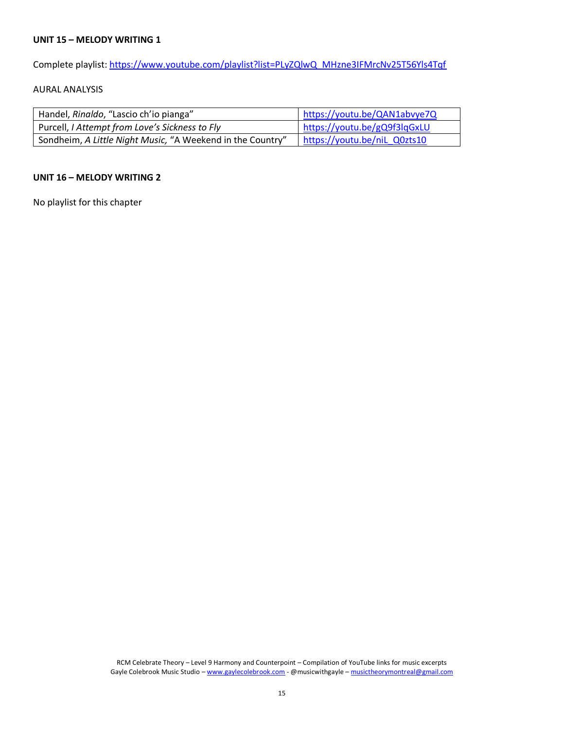**UNIT 15 – MELODY WRITING 1**

Complete playlist: https://www.youtube.com/playlist?list=PLyZQlwQ_MHzne3IFMrcNv25T56Yls4Tqf

AURAL ANALYSIS

| Handel, *Rinaldo*, "Lascio ch'io pianga" | https://youtu.be/QAN1abvye7Q |
|---|---|
| Purcell, *I Attempt from Love's Sickness to Fly* | https://youtu.be/gQ9f3lqGxLU |
| Sondheim, *A Little Night Music*, "A Weekend in the Country" | https://youtu.be/niL_Q0zts10 |

**UNIT 16 – MELODY WRITING 2**

No playlist for this chapter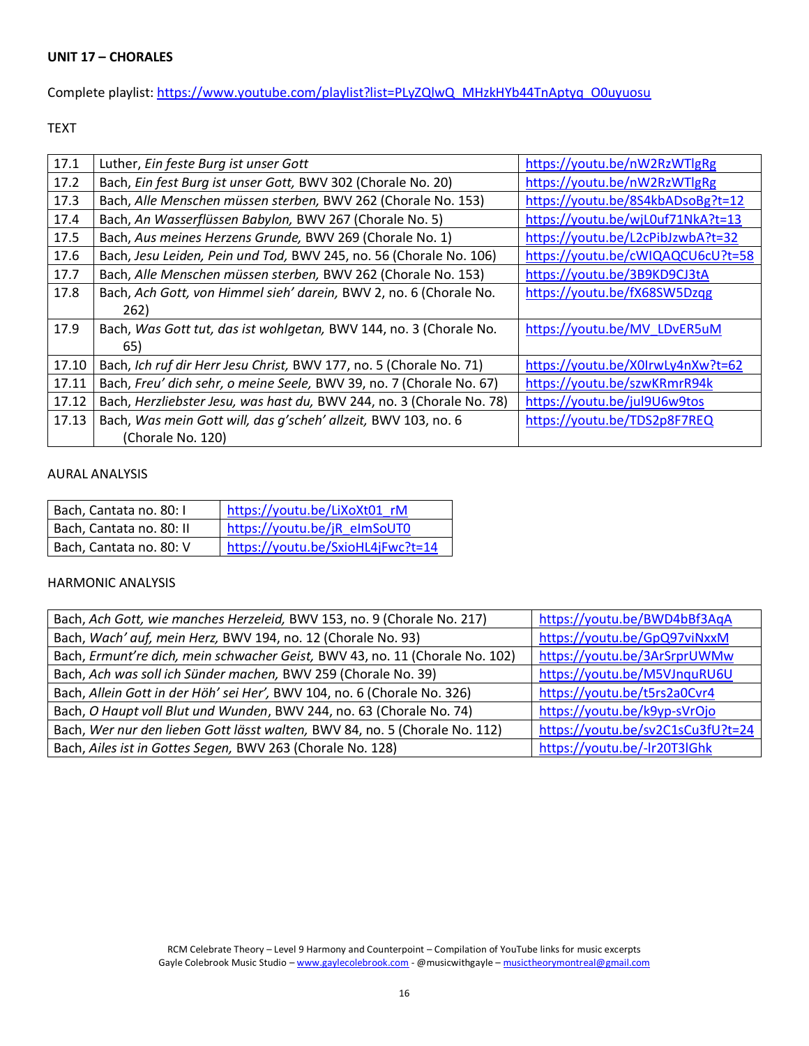**UNIT 17 – CHORALES**

Complete playlist: https://www.youtube.com/playlist?list=PLyZQlwQ_MHzkHYb44TnAptyq_O0uyuosu

TEXT

| | | |
|---|---|---|
| 17.1 | Luther, *Ein feste Burg ist unser Gott* | https://youtu.be/nW2RzWTlgRg |
| 17.2 | Bach, *Ein fest Burg ist unser Gott,* BWV 302 (Chorale No. 20) | https://youtu.be/nW2RzWTlgRg |
| 17.3 | Bach, *Alle Menschen müssen sterben,* BWV 262 (Chorale No. 153) | https://youtu.be/8S4kbADsoBg?t=12 |
| 17.4 | Bach, *An Wasserflüssen Babylon,* BWV 267 (Chorale No. 5) | https://youtu.be/wjL0uf71NkA?t=13 |
| 17.5 | Bach, *Aus meines Herzens Grunde,* BWV 269 (Chorale No. 1) | https://youtu.be/L2cPibJzwbA?t=32 |
| 17.6 | Bach, *Jesu Leiden, Pein und Tod,* BWV 245, no. 56 (Chorale No. 106) | https://youtu.be/cWIQAQCU6cU?t=58 |
| 17.7 | Bach, *Alle Menschen müssen sterben,* BWV 262 (Chorale No. 153) | https://youtu.be/3B9KD9CJ3tA |
| 17.8 | Bach, *Ach Gott, von Himmel sieh' darein,* BWV 2, no. 6 (Chorale No. 262) | https://youtu.be/fX68SW5Dzqg |
| 17.9 | Bach, *Was Gott tut, das ist wohlgetan,* BWV 144, no. 3 (Chorale No. 65) | https://youtu.be/MV_LDvER5uM |
| 17.10 | Bach, *Ich ruf dir Herr Jesu Christ,* BWV 177, no. 5 (Chorale No. 71) | https://youtu.be/X0IrwLy4nXw?t=62 |
| 17.11 | Bach, *Freu' dich sehr, o meine Seele,* BWV 39, no. 7 (Chorale No. 67) | https://youtu.be/szwKRmrR94k |
| 17.12 | Bach, *Herzliebster Jesu, was hast du,* BWV 244, no. 3 (Chorale No. 78) | https://youtu.be/jul9U6w9tos |
| 17.13 | Bach, *Was mein Gott will, das g'scheh' allzeit,* BWV 103, no. 6 (Chorale No. 120) | https://youtu.be/TDS2p8F7REQ |

AURAL ANALYSIS

| | |
|---|---|
| Bach, Cantata no. 80: I | https://youtu.be/LiXoXt01_rM |
| Bach, Cantata no. 80: II | https://youtu.be/jR_elmSoUT0 |
| Bach, Cantata no. 80: V | https://youtu.be/SxioHL4jFwc?t=14 |

HARMONIC ANALYSIS

| | |
|---|---|
| Bach, *Ach Gott, wie manches Herzeleid,* BWV 153, no. 9 (Chorale No. 217) | https://youtu.be/BWD4bBf3AqA |
| Bach, *Wach' auf, mein Herz,* BWV 194, no. 12 (Chorale No. 93) | https://youtu.be/GpQ97viNxxM |
| Bach, *Ermunt're dich, mein schwacher Geist,* BWV 43, no. 11 (Chorale No. 102) | https://youtu.be/3ArSrprUWMw |
| Bach, *Ach was soll ich Sünder machen,* BWV 259 (Chorale No. 39) | https://youtu.be/M5VJnquRU6U |
| Bach, *Allein Gott in der Höh' sei Her',* BWV 104, no. 6 (Chorale No. 326) | https://youtu.be/t5rs2a0Cvr4 |
| Bach, *O Haupt voll Blut und Wunden*, BWV 244, no. 63 (Chorale No. 74) | https://youtu.be/k9yp-sVrOjo |
| Bach, *Wer nur den lieben Gott lässt walten,* BWV 84, no. 5 (Chorale No. 112) | https://youtu.be/sv2C1sCu3fU?t=24 |
| Bach, *Ailes ist in Gottes Segen,* BWV 263 (Chorale No. 128) | https://youtu.be/-lr20T3lGhk |

RCM Celebrate Theory – Level 9 Harmony and Counterpoint – Compilation of YouTube links for music excerpts
Gayle Colebrook Music Studio – www.gaylecolebrook.com - @musicwithgayle – musictheorymontreal@gmail.com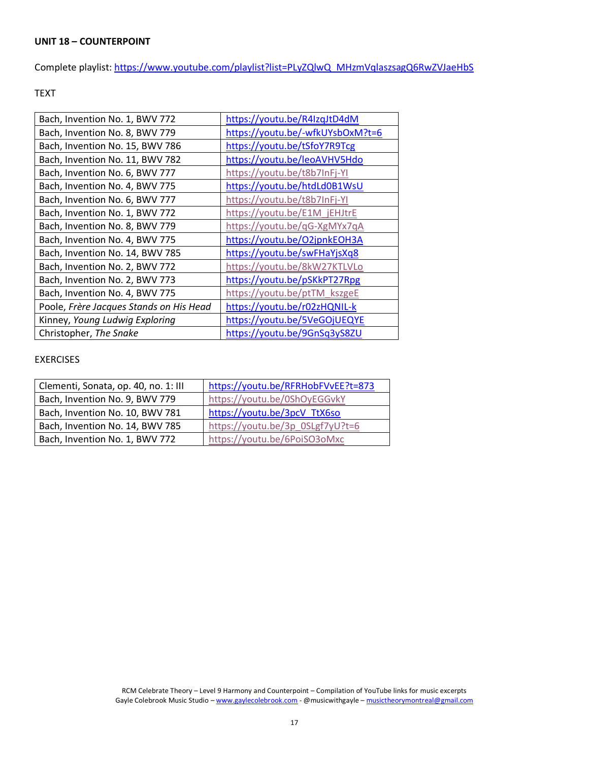**UNIT 18 – COUNTERPOINT**

Complete playlist: https://www.youtube.com/playlist?list=PLyZQlwQ_MHzmVqlaszsagQ6RwZVJaeHbS

TEXT

| | |
|---|---|
| Bach, Invention No. 1, BWV 772 | https://youtu.be/R4IzqJtD4dM |
| Bach, Invention No. 8, BWV 779 | https://youtu.be/-wfkUYsbOxM?t=6 |
| Bach, Invention No. 15, BWV 786 | https://youtu.be/tSfoY7R9Tcg |
| Bach, Invention No. 11, BWV 782 | https://youtu.be/leoAVHV5Hdo |
| Bach, Invention No. 6, BWV 777 | https://youtu.be/t8b7InFj-YI |
| Bach, Invention No. 4, BWV 775 | https://youtu.be/htdLd0B1WsU |
| Bach, Invention No. 6, BWV 777 | https://youtu.be/t8b7InFj-YI |
| Bach, Invention No. 1, BWV 772 | https://youtu.be/E1M_jEHJtrE |
| Bach, Invention No. 8, BWV 779 | https://youtu.be/qG-XgMYx7qA |
| Bach, Invention No. 4, BWV 775 | https://youtu.be/O2jpnkEOH3A |
| Bach, Invention No. 14, BWV 785 | https://youtu.be/swFHaYjsXq8 |
| Bach, Invention No. 2, BWV 772 | https://youtu.be/8kW27KTLVLo |
| Bach, Invention No. 2, BWV 773 | https://youtu.be/pSKkPT27Rpg |
| Bach, Invention No. 4, BWV 775 | https://youtu.be/ptTM_kszgeE |
| Poole, *Frère Jacques Stands on His Head* | https://youtu.be/r02zHQNIL-k |
| Kinney, *Young Ludwig Exploring* | https://youtu.be/5VeGOjUEQYE |
| Christopher, *The Snake* | https://youtu.be/9GnSq3yS8ZU |

EXERCISES

| | |
|---|---|
| Clementi, Sonata, op. 40, no. 1: III | https://youtu.be/RFRHobFVvEE?t=873 |
| Bach, Invention No. 9, BWV 779 | https://youtu.be/0ShOyEGGvkY |
| Bach, Invention No. 10, BWV 781 | https://youtu.be/3pcV_TtX6so |
| Bach, Invention No. 14, BWV 785 | https://youtu.be/3p_0SLgf7yU?t=6 |
| Bach, Invention No. 1, BWV 772 | https://youtu.be/6PoiSO3oMxc |